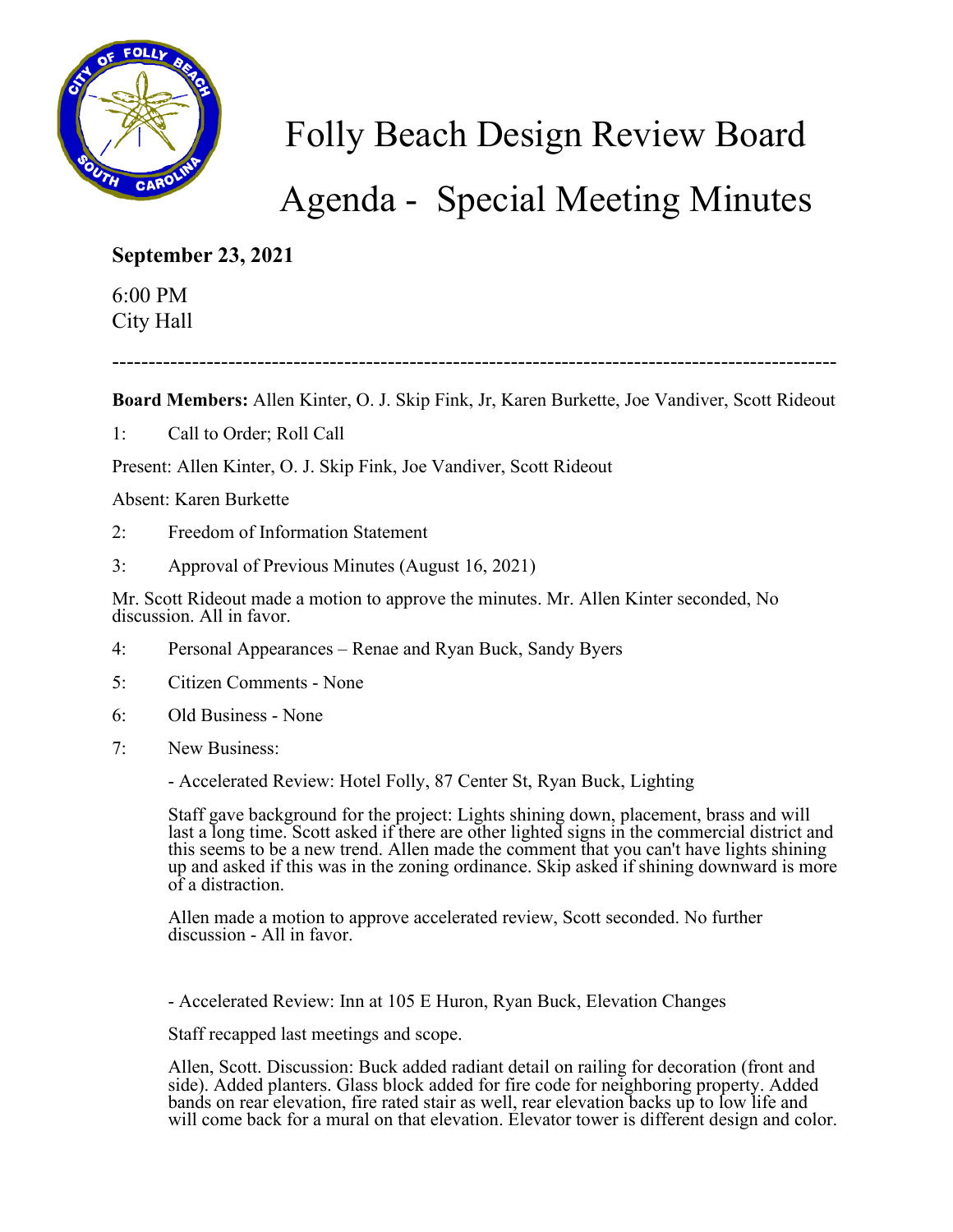# Folly Beach Design Review Board

# Agenda - Special Meeting Minutes

**September 23, 2021**

6:00 PM
City Hall

---

**Board Members:** Allen Kinter, O. J. Skip Fink, Jr, Karen Burkette, Joe Vandiver, Scott Rideout

1: Call to Order; Roll Call

Present: Allen Kinter, O. J. Skip Fink, Joe Vandiver, Scott Rideout

Absent: Karen Burkette

2: Freedom of Information Statement

3: Approval of Previous Minutes (August 16, 2021)

Mr. Scott Rideout made a motion to approve the minutes. Mr. Allen Kinter seconded, No discussion. All in favor.

4: Personal Appearances – Renae and Ryan Buck, Sandy Byers

5: Citizen Comments - None

6: Old Business - None

7: New Business:

- Accelerated Review: Hotel Folly, 87 Center St, Ryan Buck, Lighting

Staff gave background for the project: Lights shining down, placement, brass and will last a long time. Scott asked if there are other lighted signs in the commercial district and this seems to be a new trend. Allen made the comment that you can't have lights shining up and asked if this was in the zoning ordinance. Skip asked if shining downward is more of a distraction.

Allen made a motion to approve accelerated review, Scott seconded. No further discussion - All in favor.

- Accelerated Review: Inn at 105 E Huron, Ryan Buck, Elevation Changes

Staff recapped last meetings and scope.

Allen, Scott. Discussion: Buck added radiant detail on railing for decoration (front and side). Added planters. Glass block added for fire code for neighboring property. Added bands on rear elevation, fire rated stair as well, rear elevation backs up to low life and will come back for a mural on that elevation. Elevator tower is different design and color.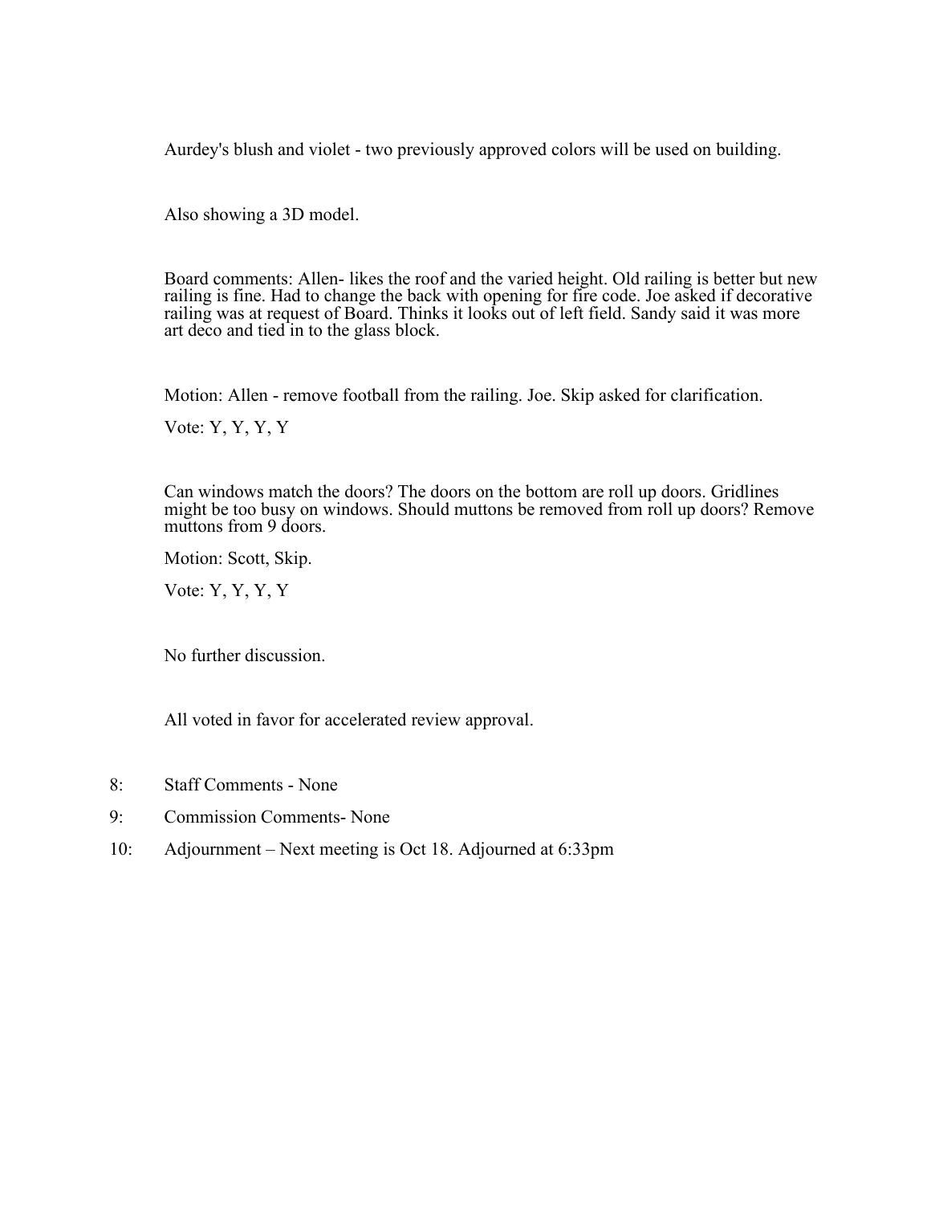Aurdey's blush and violet - two previously approved colors will be used on building.

Also showing a 3D model.

Board comments: Allen- likes the roof and the varied height. Old railing is better but new railing is fine. Had to change the back with opening for fire code. Joe asked if decorative railing was at request of Board. Thinks it looks out of left field. Sandy said it was more art deco and tied in to the glass block.

Motion: Allen - remove football from the railing. Joe. Skip asked for clarification.

Vote: Y, Y, Y, Y

Can windows match the doors? The doors on the bottom are roll up doors. Gridlines might be too busy on windows. Should muttons be removed from roll up doors? Remove muttons from 9 doors.

Motion: Scott, Skip.

Vote: Y, Y, Y, Y

No further discussion.

All voted in favor for accelerated review approval.

8: Staff Comments - None

9: Commission Comments- None

10: Adjournment – Next meeting is Oct 18. Adjourned at 6:33pm